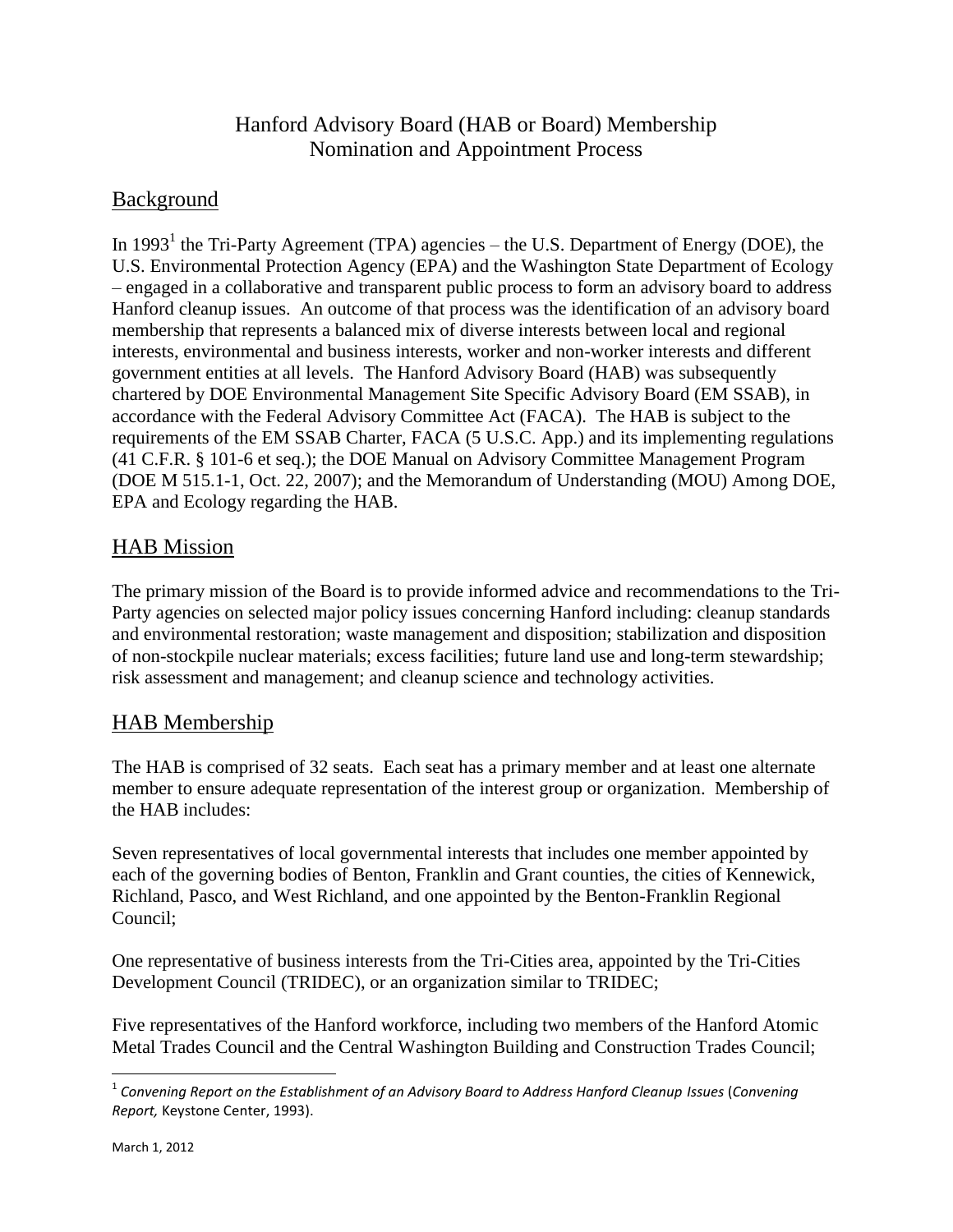# Hanford Advisory Board (HAB or Board) Membership Nomination and Appointment Process

## Background

In 1993[1] the Tri-Party Agreement (TPA) agencies – the U.S. Department of Energy (DOE), the U.S. Environmental Protection Agency (EPA) and the Washington State Department of Ecology – engaged in a collaborative and transparent public process to form an advisory board to address Hanford cleanup issues. An outcome of that process was the identification of an advisory board membership that represents a balanced mix of diverse interests between local and regional interests, environmental and business interests, worker and non-worker interests and different government entities at all levels. The Hanford Advisory Board (HAB) was subsequently chartered by DOE Environmental Management Site Specific Advisory Board (EM SSAB), in accordance with the Federal Advisory Committee Act (FACA). The HAB is subject to the requirements of the EM SSAB Charter, FACA (5 U.S.C. App.) and its implementing regulations (41 C.F.R. § 101-6 et seq.); the DOE Manual on Advisory Committee Management Program (DOE M 515.1-1, Oct. 22, 2007); and the Memorandum of Understanding (MOU) Among DOE, EPA and Ecology regarding the HAB.

## HAB Mission

The primary mission of the Board is to provide informed advice and recommendations to the Tri-Party agencies on selected major policy issues concerning Hanford including: cleanup standards and environmental restoration; waste management and disposition; stabilization and disposition of non-stockpile nuclear materials; excess facilities; future land use and long-term stewardship; risk assessment and management; and cleanup science and technology activities.

## HAB Membership

The HAB is comprised of 32 seats. Each seat has a primary member and at least one alternate member to ensure adequate representation of the interest group or organization. Membership of the HAB includes:

Seven representatives of local governmental interests that includes one member appointed by each of the governing bodies of Benton, Franklin and Grant counties, the cities of Kennewick, Richland, Pasco, and West Richland, and one appointed by the Benton-Franklin Regional Council;

One representative of business interests from the Tri-Cities area, appointed by the Tri-Cities Development Council (TRIDEC), or an organization similar to TRIDEC;

Five representatives of the Hanford workforce, including two members of the Hanford Atomic Metal Trades Council and the Central Washington Building and Construction Trades Council;

---

[1] *Convening Report on the Establishment of an Advisory Board to Address Hanford Cleanup Issues* (*Convening Report,* Keystone Center, 1993).

March 1, 2012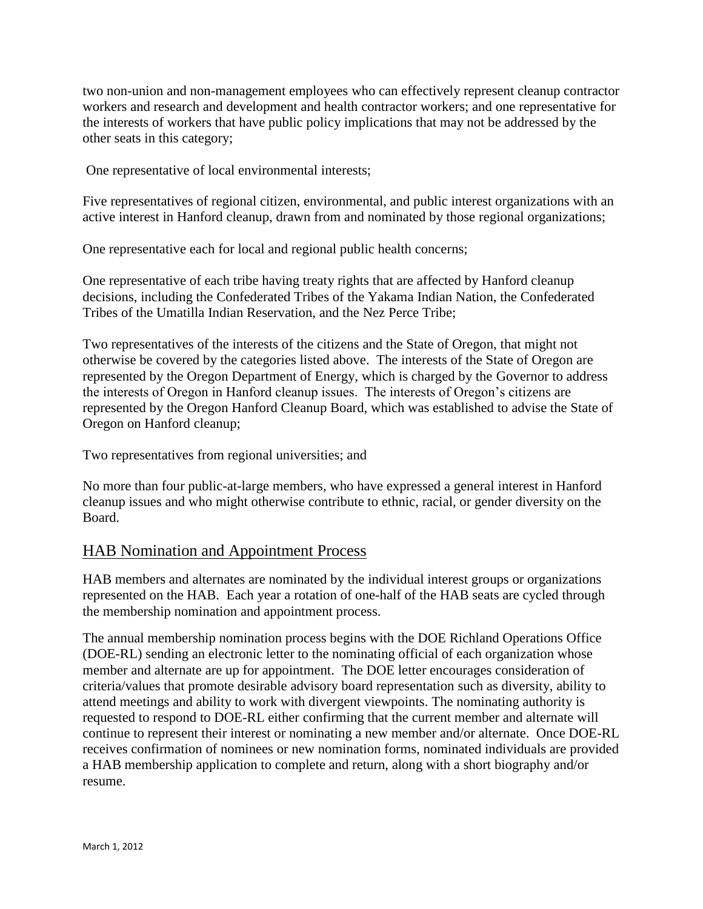two non-union and non-management employees who can effectively represent cleanup contractor workers and research and development and health contractor workers; and one representative for the interests of workers that have public policy implications that may not be addressed by the other seats in this category;

One representative of local environmental interests;

Five representatives of regional citizen, environmental, and public interest organizations with an active interest in Hanford cleanup, drawn from and nominated by those regional organizations;

One representative each for local and regional public health concerns;

One representative of each tribe having treaty rights that are affected by Hanford cleanup decisions, including the Confederated Tribes of the Yakama Indian Nation, the Confederated Tribes of the Umatilla Indian Reservation, and the Nez Perce Tribe;

Two representatives of the interests of the citizens and the State of Oregon, that might not otherwise be covered by the categories listed above. The interests of the State of Oregon are represented by the Oregon Department of Energy, which is charged by the Governor to address the interests of Oregon in Hanford cleanup issues. The interests of Oregon's citizens are represented by the Oregon Hanford Cleanup Board, which was established to advise the State of Oregon on Hanford cleanup;

Two representatives from regional universities; and

No more than four public-at-large members, who have expressed a general interest in Hanford cleanup issues and who might otherwise contribute to ethnic, racial, or gender diversity on the Board.

## HAB Nomination and Appointment Process

HAB members and alternates are nominated by the individual interest groups or organizations represented on the HAB. Each year a rotation of one-half of the HAB seats are cycled through the membership nomination and appointment process.

The annual membership nomination process begins with the DOE Richland Operations Office (DOE-RL) sending an electronic letter to the nominating official of each organization whose member and alternate are up for appointment. The DOE letter encourages consideration of criteria/values that promote desirable advisory board representation such as diversity, ability to attend meetings and ability to work with divergent viewpoints. The nominating authority is requested to respond to DOE-RL either confirming that the current member and alternate will continue to represent their interest or nominating a new member and/or alternate. Once DOE-RL receives confirmation of nominees or new nomination forms, nominated individuals are provided a HAB membership application to complete and return, along with a short biography and/or resume.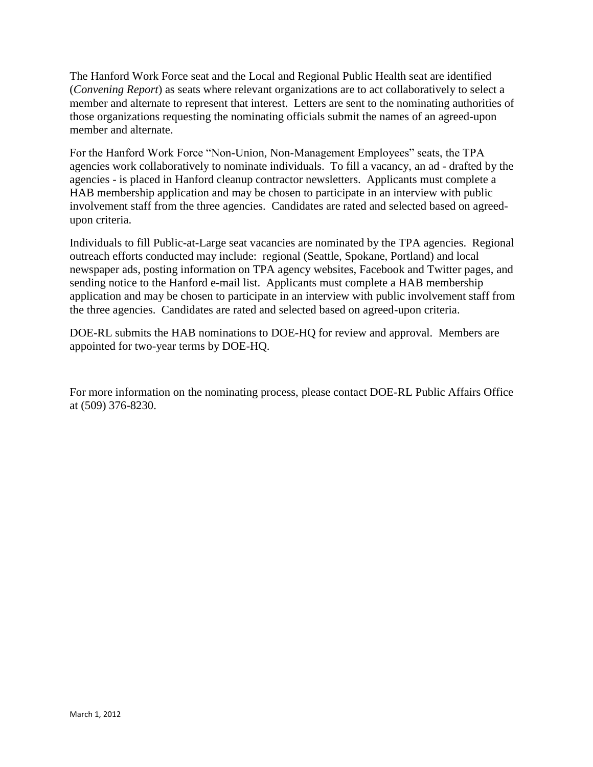The Hanford Work Force seat and the Local and Regional Public Health seat are identified (*Convening Report*) as seats where relevant organizations are to act collaboratively to select a member and alternate to represent that interest. Letters are sent to the nominating authorities of those organizations requesting the nominating officials submit the names of an agreed-upon member and alternate.

For the Hanford Work Force "Non-Union, Non-Management Employees" seats, the TPA agencies work collaboratively to nominate individuals. To fill a vacancy, an ad - drafted by the agencies - is placed in Hanford cleanup contractor newsletters. Applicants must complete a HAB membership application and may be chosen to participate in an interview with public involvement staff from the three agencies. Candidates are rated and selected based on agreed-upon criteria.

Individuals to fill Public-at-Large seat vacancies are nominated by the TPA agencies. Regional outreach efforts conducted may include: regional (Seattle, Spokane, Portland) and local newspaper ads, posting information on TPA agency websites, Facebook and Twitter pages, and sending notice to the Hanford e-mail list. Applicants must complete a HAB membership application and may be chosen to participate in an interview with public involvement staff from the three agencies. Candidates are rated and selected based on agreed-upon criteria.

DOE-RL submits the HAB nominations to DOE-HQ for review and approval. Members are appointed for two-year terms by DOE-HQ.

For more information on the nominating process, please contact DOE-RL Public Affairs Office at (509) 376-8230.

March 1, 2012